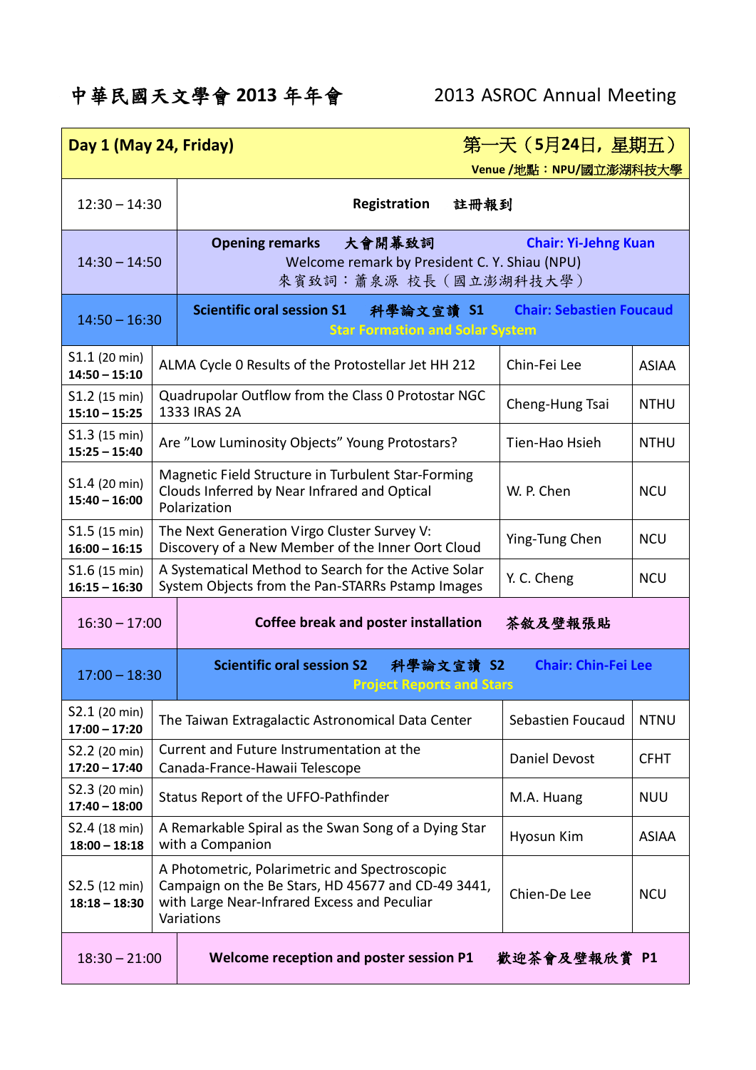# 中華民國天文學會 2013 年年會　　2013 ASROC Annual Meeting

| | | | |
|---|---|---|---|
| **Day 1 (May 24, Friday)** | | | 第一天（5月24日，星期五）<br>**Venue /地點：NPU/國立澎湖科技大學** |
| 12:30 – 14:30 | **Registration　註冊報到** | | |
| 14:30 – 14:50 | **Opening remarks　大會開幕致詞**　**Chair: Yi-Jehng Kuan**<br>Welcome remark by President C. Y. Shiau (NPU)<br>來賓致詞：蕭泉源 校長（國立澎湖科技大學） | | |
| 14:50 – 16:30 | **Scientific oral session S1　科學論文宣讀 S1**　**Chair: Sebastien Foucaud**<br>**Star Formation and Solar System** | | |
| S1.1 (20 min)<br>**14:50 – 15:10** | ALMA Cycle 0 Results of the Protostellar Jet HH 212 | Chin-Fei Lee | ASIAA |
| S1.2 (15 min)<br>**15:10 – 15:25** | Quadrupolar Outflow from the Class 0 Protostar NGC 1333 IRAS 2A | Cheng-Hung Tsai | NTHU |
| S1.3 (15 min)<br>**15:25 – 15:40** | Are "Low Luminosity Objects" Young Protostars? | Tien-Hao Hsieh | NTHU |
| S1.4 (20 min)<br>**15:40 – 16:00** | Magnetic Field Structure in Turbulent Star-Forming Clouds Inferred by Near Infrared and Optical Polarization | W. P. Chen | NCU |
| S1.5 (15 min)<br>**16:00 – 16:15** | The Next Generation Virgo Cluster Survey V: Discovery of a New Member of the Inner Oort Cloud | Ying-Tung Chen | NCU |
| S1.6 (15 min)<br>**16:15 – 16:30** | A Systematical Method to Search for the Active Solar System Objects from the Pan-STARRs Pstamp Images | Y. C. Cheng | NCU |
| 16:30 – 17:00 | **Coffee break and poster installation　茶敘及壁報張貼** | | |
| 17:00 – 18:30 | **Scientific oral session S2　科學論文宣讀 S2**　**Chair: Chin-Fei Lee**<br>**Project Reports and Stars** | | |
| S2.1 (20 min)<br>**17:00 – 17:20** | The Taiwan Extragalactic Astronomical Data Center | Sebastien Foucaud | NTNU |
| S2.2 (20 min)<br>**17:20 – 17:40** | Current and Future Instrumentation at the Canada-France-Hawaii Telescope | Daniel Devost | CFHT |
| S2.3 (20 min)<br>**17:40 – 18:00** | Status Report of the UFFO-Pathfinder | M.A. Huang | NUU |
| S2.4 (18 min)<br>**18:00 – 18:18** | A Remarkable Spiral as the Swan Song of a Dying Star with a Companion | Hyosun Kim | ASIAA |
| S2.5 (12 min)<br>**18:18 – 18:30** | A Photometric, Polarimetric and Spectroscopic Campaign on the Be Stars, HD 45677 and CD-49 3441, with Large Near-Infrared Excess and Peculiar Variations | Chien-De Lee | NCU |
| 18:30 – 21:00 | **Welcome reception and poster session P1　歡迎茶會及壁報欣賞 P1** | | |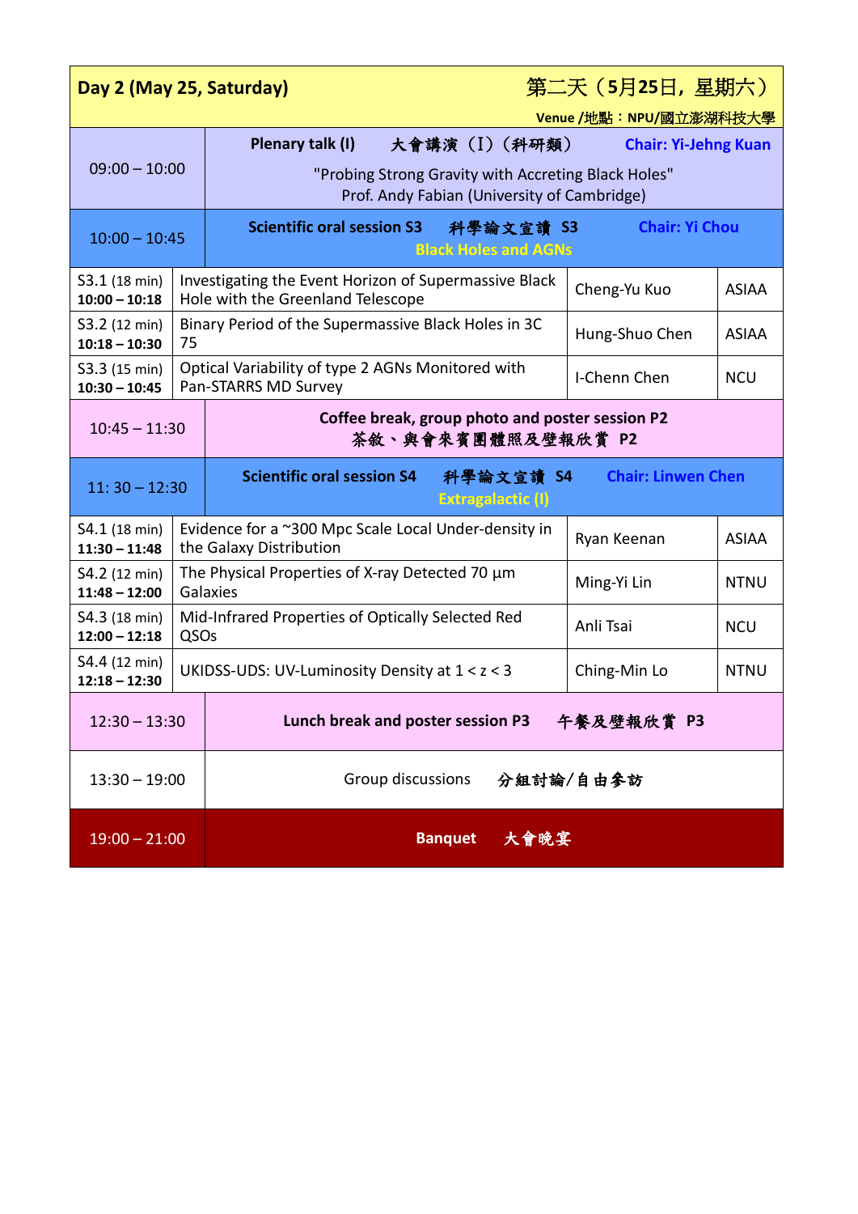| Day 2 (May 25, Saturday) | 第二天（5月25日，星期六）<br>Venue /地點：NPU/國立澎湖科技大學 | | |
|---|---|---|---|
| 09:00 – 10:00 | **Plenary talk (I)** 大會講演（I）（科研類） **Chair: Yi-Jehng Kuan**<br>"Probing Strong Gravity with Accreting Black Holes"<br>Prof. Andy Fabian (University of Cambridge) | | |
| 10:00 – 10:45 | **Scientific oral session S3** 科學論文宣讀 S3 **Chair: Yi Chou**<br>**Black Holes and AGNs** | | |
| S3.1 (18 min)<br>**10:00 – 10:18** | Investigating the Event Horizon of Supermassive Black Hole with the Greenland Telescope | Cheng-Yu Kuo | ASIAA |
| S3.2 (12 min)<br>**10:18 – 10:30** | Binary Period of the Supermassive Black Holes in 3C 75 | Hung-Shuo Chen | ASIAA |
| S3.3 (15 min)<br>**10:30 – 10:45** | Optical Variability of type 2 AGNs Monitored with Pan-STARRS MD Survey | I-Chenn Chen | NCU |
| 10:45 – 11:30 | **Coffee break, group photo and poster session P2**<br>**茶敘、與會來賓團體照及壁報欣賞 P2** | | |
| 11: 30 – 12:30 | **Scientific oral session S4** 科學論文宣讀 S4 **Chair: Linwen Chen**<br>**Extragalactic (I)** | | |
| S4.1 (18 min)<br>**11:30 – 11:48** | Evidence for a ~300 Mpc Scale Local Under-density in the Galaxy Distribution | Ryan Keenan | ASIAA |
| S4.2 (12 min)<br>**11:48 – 12:00** | The Physical Properties of X-ray Detected 70 μm Galaxies | Ming-Yi Lin | NTNU |
| S4.3 (18 min)<br>**12:00 – 12:18** | Mid-Infrared Properties of Optically Selected Red QSOs | Anli Tsai | NCU |
| S4.4 (12 min)<br>**12:18 – 12:30** | UKIDSS-UDS: UV-Luminosity Density at 1 < z < 3 | Ching-Min Lo | NTNU |
| 12:30 – 13:30 | **Lunch break and poster session P3** 午餐及壁報欣賞 P3 | | |
| 13:30 – 19:00 | Group discussions 分組討論/自由參訪 | | |
| 19:00 – 21:00 | **Banquet** 大會晚宴 | | |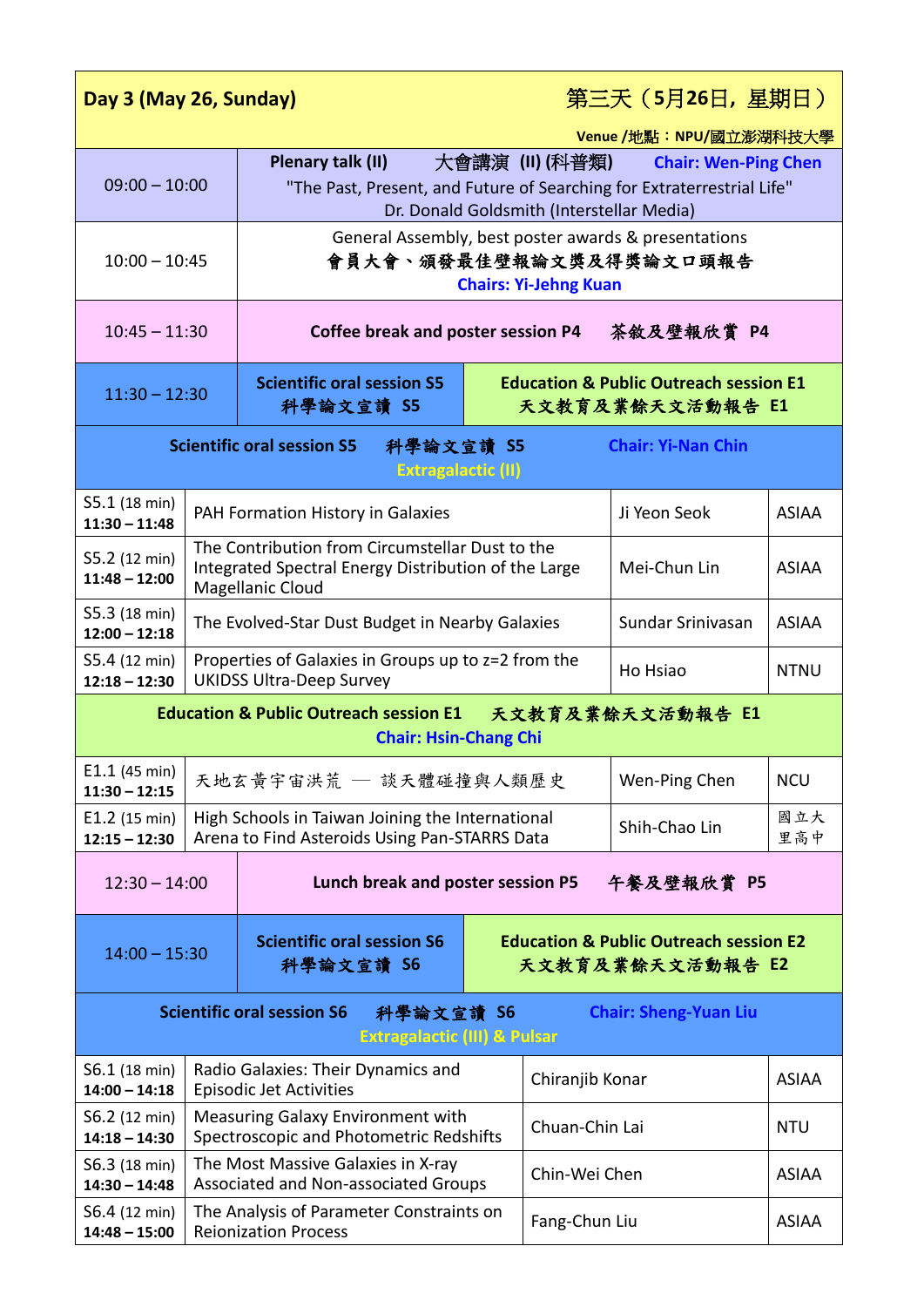## Day 3 (May 26, Sunday) 第三天（5月26日，星期日）

Venue /地點：NPU/國立澎湖科技大學

| | | |
|---|---|---|
| 09:00 – 10:00 | **Plenary talk (II)** **大會講演 (II) (科普類)** **Chair: Wen-Ping Chen**<br>"The Past, Present, and Future of Searching for Extraterrestrial Life"<br>Dr. Donald Goldsmith (Interstellar Media) | |
| 10:00 – 10:45 | General Assembly, best poster awards & presentations<br>**會員大會、頒發最佳壁報論文獎及得獎論文口頭報告**<br>**Chairs: Yi-Jehng Kuan** | |
| 10:45 – 11:30 | **Coffee break and poster session P4 茶敘及壁報欣賞 P4** | |
| 11:30 – 12:30 | **Scientific oral session S5**<br>**科學論文宣讀 S5** | **Education & Public Outreach session E1**<br>**天文教育及業餘天文活動報告 E1** |

### Scientific oral session S5 科學論文宣讀 S5 — Chair: Yi-Nan Chin

**Extragalactic (II)**

| | | | |
|---|---|---|---|
| S5.1 (18 min)<br>**11:30 – 11:48** | PAH Formation History in Galaxies | Ji Yeon Seok | ASIAA |
| S5.2 (12 min)<br>**11:48 – 12:00** | The Contribution from Circumstellar Dust to the Integrated Spectral Energy Distribution of the Large Magellanic Cloud | Mei-Chun Lin | ASIAA |
| S5.3 (18 min)<br>**12:00 – 12:18** | The Evolved-Star Dust Budget in Nearby Galaxies | Sundar Srinivasan | ASIAA |
| S5.4 (12 min)<br>**12:18 – 12:30** | Properties of Galaxies in Groups up to z=2 from the UKIDSS Ultra-Deep Survey | Ho Hsiao | NTNU |

### Education & Public Outreach session E1 天文教育及業餘天文活動報告 E1

**Chair: Hsin-Chang Chi**

| | | | |
|---|---|---|---|
| E1.1 (45 min)<br>**11:30 – 12:15** | 天地玄黃宇宙洪荒 — 談天體碰撞與人類歷史 | Wen-Ping Chen | NCU |
| E1.2 (15 min)<br>**12:15 – 12:30** | High Schools in Taiwan Joining the International Arena to Find Asteroids Using Pan-STARRS Data | Shih-Chao Lin | 國立大里高中 |

| | | |
|---|---|---|
| 12:30 – 14:00 | **Lunch break and poster session P5 午餐及壁報欣賞 P5** | |
| 14:00 – 15:30 | **Scientific oral session S6**<br>**科學論文宣讀 S6** | **Education & Public Outreach session E2**<br>**天文教育及業餘天文活動報告 E2** |

### Scientific oral session S6 科學論文宣讀 S6 — Chair: Sheng-Yuan Liu

**Extragalactic (III) & Pulsar**

| | | | |
|---|---|---|---|
| S6.1 (18 min)<br>**14:00 – 14:18** | Radio Galaxies: Their Dynamics and Episodic Jet Activities | Chiranjib Konar | ASIAA |
| S6.2 (12 min)<br>**14:18 – 14:30** | Measuring Galaxy Environment with Spectroscopic and Photometric Redshifts | Chuan-Chin Lai | NTU |
| S6.3 (18 min)<br>**14:30 – 14:48** | The Most Massive Galaxies in X-ray Associated and Non-associated Groups | Chin-Wei Chen | ASIAA |
| S6.4 (12 min)<br>**14:48 – 15:00** | The Analysis of Parameter Constraints on Reionization Process | Fang-Chun Liu | ASIAA |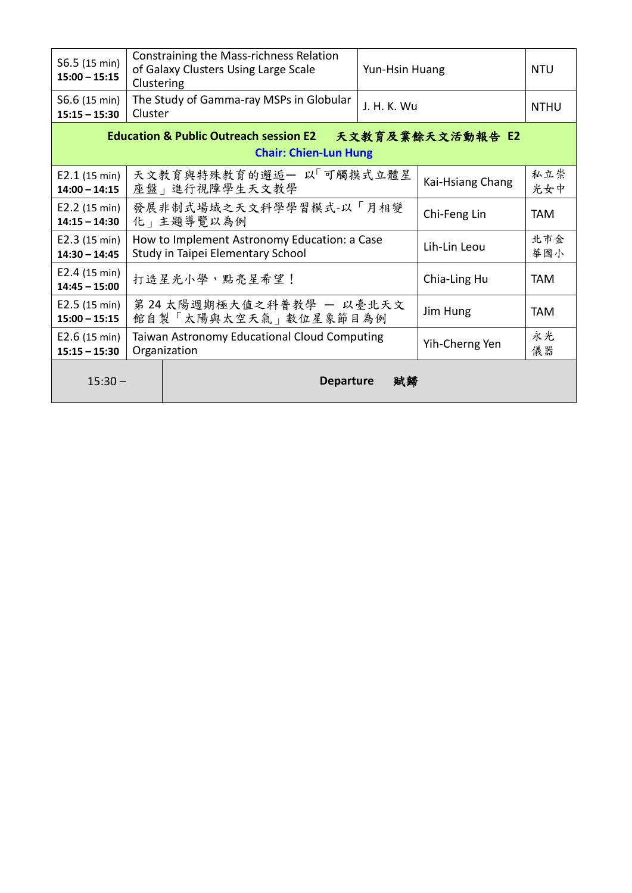| | | | |
|---|---|---|---|
| S6.5 (15 min) **15:00 – 15:15** | Constraining the Mass-richness Relation of Galaxy Clusters Using Large Scale Clustering | Yun-Hsin Huang | NTU |
| S6.6 (15 min) **15:15 – 15:30** | The Study of Gamma-ray MSPs in Globular Cluster | J. H. K. Wu | NTHU |
| **Education & Public Outreach session E2 天文教育及業餘天文活動報告 E2** **Chair: Chien-Lun Hung** | | | |
| E2.1 (15 min) **14:00 – 14:15** | 天文教育與特殊教育的邂逅— 以「可觸摸式立體星座盤」進行視障學生天文教學 | Kai-Hsiang Chang | 私立崇光女中 |
| E2.2 (15 min) **14:15 – 14:30** | 發展非制式場域之天文科學學習模式-以「月相變化」主題導覽以為例 | Chi-Feng Lin | TAM |
| E2.3 (15 min) **14:30 – 14:45** | How to Implement Astronomy Education: a Case Study in Taipei Elementary School | Lih-Lin Leou | 北市金華國小 |
| E2.4 (15 min) **14:45 – 15:00** | 打造星光小學，點亮星希望！ | Chia-Ling Hu | TAM |
| E2.5 (15 min) **15:00 – 15:15** | 第 24 太陽週期極大值之科普教學 — 以臺北天文館自製「太陽與太空天氣」數位星象節目為例 | Jim Hung | TAM |
| E2.6 (15 min) **15:15 – 15:30** | Taiwan Astronomy Educational Cloud Computing Organization | Yih-Cherng Yen | 永光儀器 |
| 15:30 – | **Departure 賦歸** | | |